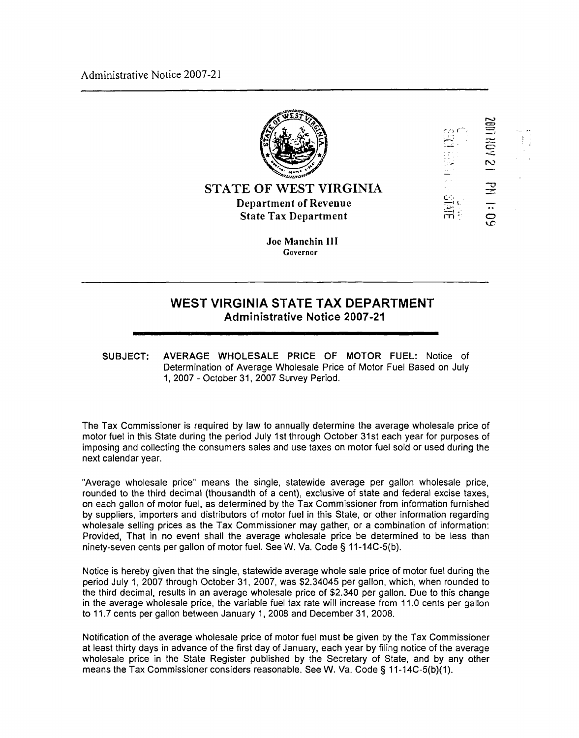Administrative Notice 2007-21

STATE OF WEST VIRGINIA

**Department of Revenue**

**State Tax Department**

**Joe Manchin III**

Governor

## WEST VIRGINIA STATE TAX DEPARTMENT

### Administrative Notice 2007-21

**SUBJECT: AVERAGE WHOLESALE PRICE OF MOTOR FUEL:** Notice of Determination of Average Wholesale Price of Motor Fuel Based on July 1, 2007 - October 31, 2007 Survey Period.

The Tax Commissioner is required by law to annually determine the average wholesale price of motor fuel in this State during the period July 1st through October 31st each year for purposes of imposing and collecting the consumers sales and use taxes on motor fuel sold or used during the next calendar year.

"Average wholesale price" means the single, statewide average per gallon wholesale price, rounded to the third decimal (thousandth of a cent), exclusive of state and federal excise taxes, on each gallon of motor fuel, as determined by the Tax Commissioner from information furnished by suppliers, importers and distributors of motor fuel in this State, or other information regarding wholesale selling prices as the Tax Commissioner may gather, or a combination of information: Provided, That in no event shall the average wholesale price be determined to be less than ninety-seven cents per gallon of motor fuel. See W. Va. Code § 11-14C-5(b).

Notice is hereby given that the single, statewide average whole sale price of motor fuel during the period July 1, 2007 through October 31, 2007, was $2.34045 per gallon, which, when rounded to the third decimal, results in an average wholesale price of $2.340 per gallon. Due to this change in the average wholesale price, the variable fuel tax rate will increase from 11.0 cents per gallon to 11.7 cents per gallon between January 1, 2008 and December 31, 2008.

Notification of the average wholesale price of motor fuel must be given by the Tax Commissioner at least thirty days in advance of the first day of January, each year by filing notice of the average wholesale price in the State Register published by the Secretary of State, and by any other means the Tax Commissioner considers reasonable. See W. Va. Code § 11-14C-5(b)(1).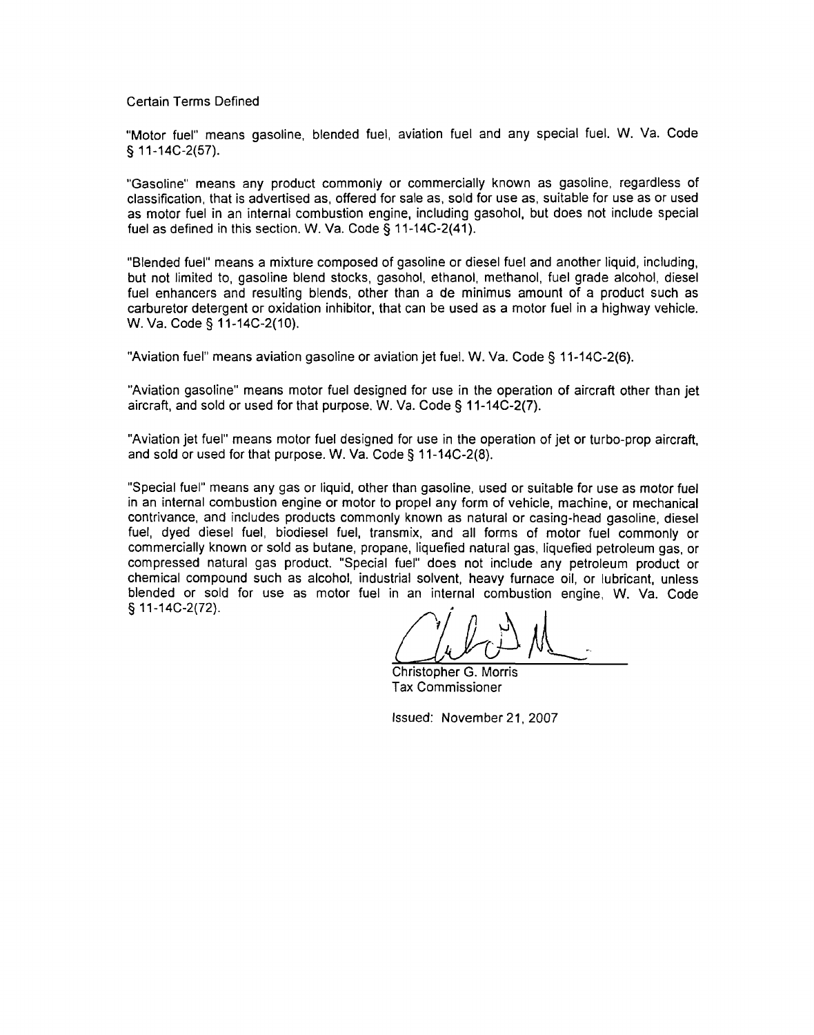Certain Terms Defined

"Motor fuel" means gasoline, blended fuel, aviation fuel and any special fuel. W. Va. Code § 11-14C-2(57).

"Gasoline" means any product commonly or commercially known as gasoline, regardless of classification, that is advertised as, offered for sale as, sold for use as, suitable for use as or used as motor fuel in an internal combustion engine, including gasohol, but does not include special fuel as defined in this section. W. Va. Code § 11-14C-2(41).

"Blended fuel" means a mixture composed of gasoline or diesel fuel and another liquid, including, but not limited to, gasoline blend stocks, gasohol, ethanol, methanol, fuel grade alcohol, diesel fuel enhancers and resulting blends, other than a de minimus amount of a product such as carburetor detergent or oxidation inhibitor, that can be used as a motor fuel in a highway vehicle. W. Va. Code § 11-14C-2(10).

"Aviation fuel" means aviation gasoline or aviation jet fuel. W. Va. Code § 11-14C-2(6).

"Aviation gasoline" means motor fuel designed for use in the operation of aircraft other than jet aircraft, and sold or used for that purpose. W. Va. Code § 11-14C-2(7).

"Aviation jet fuel" means motor fuel designed for use in the operation of jet or turbo-prop aircraft, and sold or used for that purpose. W. Va. Code § 11-14C-2(8).

"Special fuel" means any gas or liquid, other than gasoline, used or suitable for use as motor fuel in an internal combustion engine or motor to propel any form of vehicle, machine, or mechanical contrivance, and includes products commonly known as natural or casing-head gasoline, diesel fuel, dyed diesel fuel, biodiesel fuel, transmix, and all forms of motor fuel commonly or commercially known or sold as butane, propane, liquefied natural gas, liquefied petroleum gas, or compressed natural gas product. "Special fuel" does not include any petroleum product or chemical compound such as alcohol, industrial solvent, heavy furnace oil, or lubricant, unless blended or sold for use as motor fuel in an internal combustion engine, W. Va. Code § 11-14C-2(72).

Christopher G. Morris
Tax Commissioner

Issued: November 21, 2007